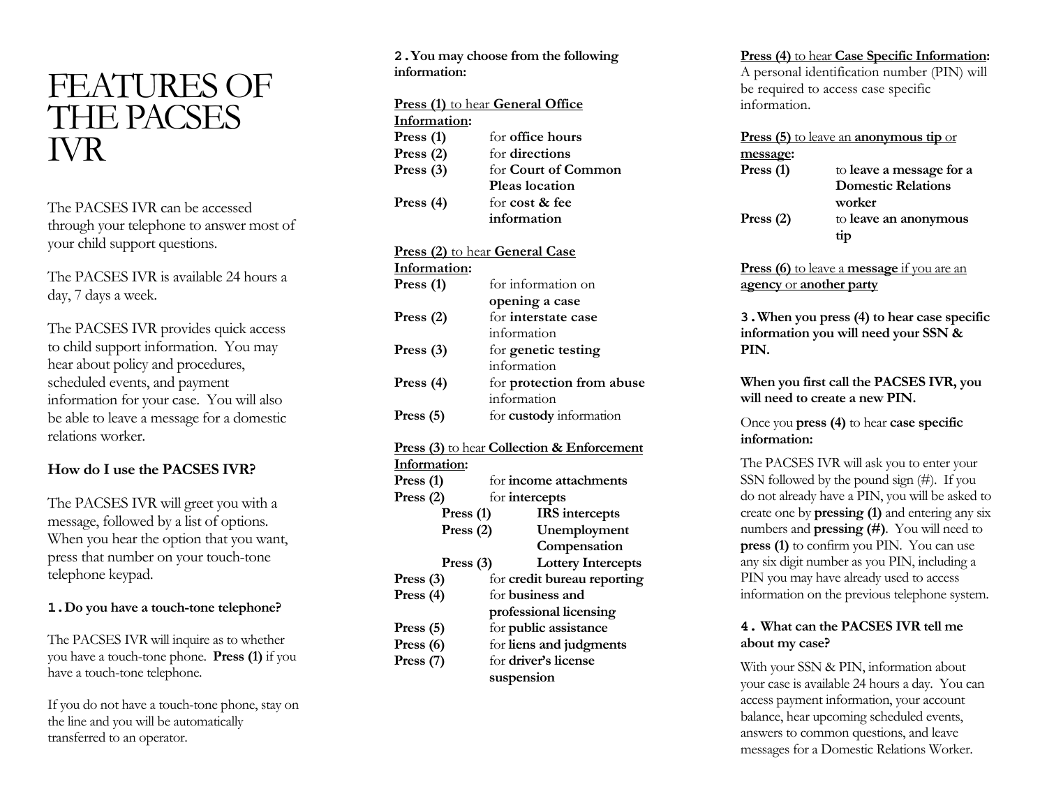# FEATURES OF THE PACSES IVR

The PACSES IVR can be accessed through your telephone to answer most of your child support questions.

The PACSES IVR is available 24 hours a day, 7 days a week.

The PACSES IVR provides quick access to child support information. You may hear about policy and procedures, scheduled events, and payment information for your case. You will also be able to leave a message for a domestic relations worker.

### How do I use the PACSES IVR?

The PACSES IVR will greet you with a message, followed by a list of options. When you hear the option that you want, press that number on your touch-tone telephone keypad.

#### 1. Do you have a touch-tone telephone?

The PACSES IVR will inquire as to whether you have a touch-tone phone. **Press (1)** if you have a touch-tone telephone.

If you do not have a touch-tone phone, stay on the line and you will be automatically transferred to an operator.

#### 2. You may choose from the following information:

**Press (1)** to hear **General Office Information:**

- **Press (1)** for **office hours**
- **Press (2)** for **directions**
- **Press (3)** for **Court of Common Pleas location**
- **Press (4)** for **cost & fee information**

**Press (2)** to hear **General Case Information:**

- **Press (1)** for information on **opening a case**
- **Press (2)** for **interstate case** information
- **Press (3)** for **genetic testing** information
- **Press (4)** for **protection from abuse** information
- **Press (5)** for **custody** information

**Press (3)** to hear **Collection & Enforcement Information:**

- **Press (1)** for **income attachments**
- **Press (2)** for **intercepts**
  - **Press (1)** **IRS intercepts**
  - **Press (2)** **Unemployment Compensation**
  - **Press (3)** **Lottery Intercepts**
- **Press (3)** for **credit bureau reporting**
- **Press (4)** for **business and professional licensing**
- **Press (5)** for **public assistance**
- **Press (6)** for **liens and judgments**
- **Press (7)** for **driver's license suspension**

**Press (4)** to hear **Case Specific Information:**
A personal identification number (PIN) will be required to access case specific information.

**Press (5)** to leave an **anonymous tip** or **message**:

- **Press (1)** to **leave a message for a Domestic Relations worker**
- **Press (2)** to **leave an anonymous tip**

**Press (6)** to leave a **message** if you are an **agency** or **another party**

#### 3. When you press (4) to hear case specific information you will need your SSN & PIN.

**When you first call the PACSES IVR, you will need to create a new PIN.**

Once you **press (4)** to hear **case specific information:**

The PACSES IVR will ask you to enter your SSN followed by the pound sign (#). If you do not already have a PIN, you will be asked to create one by **pressing (1)** and entering any six numbers and **pressing (#)**. You will need to **press (1)** to confirm you PIN. You can use any six digit number as you PIN, including a PIN you may have already used to access information on the previous telephone system.

#### 4. What can the PACSES IVR tell me about my case?

With your SSN & PIN, information about your case is available 24 hours a day. You can access payment information, your account balance, hear upcoming scheduled events, answers to common questions, and leave messages for a Domestic Relations Worker.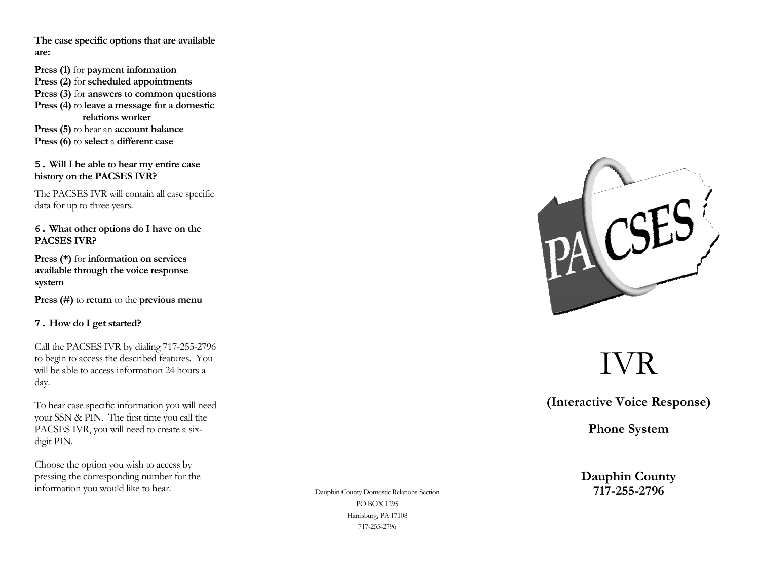**The case specific options that are available are:**

**Press (1)** for **payment information**
**Press (2)** for **scheduled appointments**
**Press (3)** for **answers to common questions**
**Press (4)** to **leave a message for a domestic relations worker**
**Press (5)** to hear an **account balance**
**Press (6)** to **select** a **different case**

**5. Will I be able to hear my entire case history on the PACSES IVR?**

The PACSES IVR will contain all case specific data for up to three years.

**6. What other options do I have on the PACSES IVR?**

**Press (*)** for **information on services available through the voice response system**

**Press (#)** to **return** to the **previous menu**

**7. How do I get started?**

Call the PACSES IVR by dialing 717-255-2796 to begin to access the described features. You will be able to access information 24 hours a day.

To hear case specific information you will need your SSN & PIN. The first time you call the PACSES IVR, you will need to create a six-digit PIN.

Choose the option you wish to access by pressing the corresponding number for the information you would like to hear.

Dauphin County Domestic Relations Section
PO BOX 1295
Harrisburg, PA 17108
717-255-2796

PA CSES

# IVR

**(Interactive Voice Response)**

**Phone System**

**Dauphin County**
**717-255-2796**